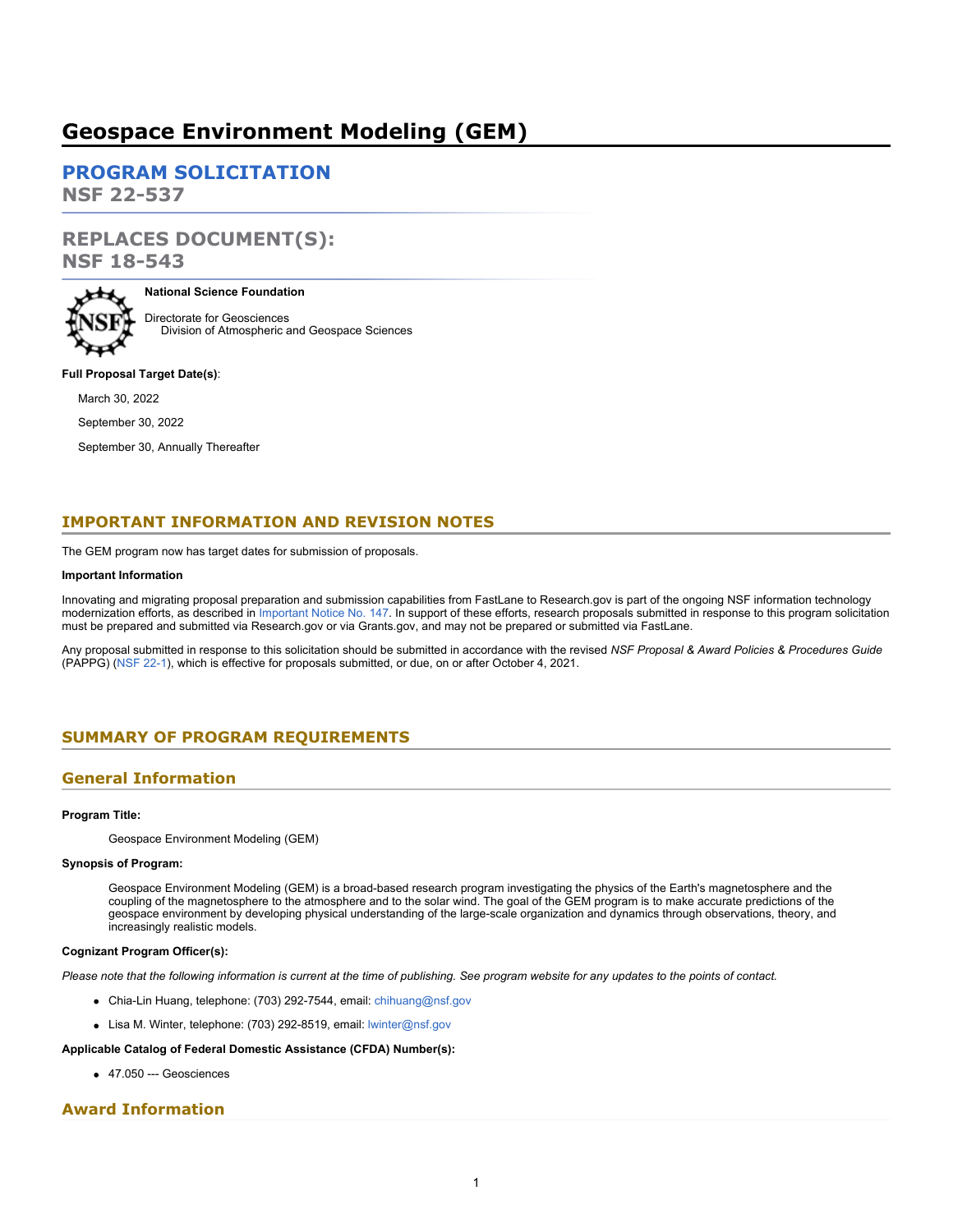# Geospace Environment Modeling (GEM)

## PROGRAM SOLICITATION
## NSF 22-537

## REPLACES DOCUMENT(S):
## NSF 18-543

**National Science Foundation**

Directorate for Geosciences
Division of Atmospheric and Geospace Sciences

**Full Proposal Target Date(s)**:

March 30, 2022

September 30, 2022

September 30, Annually Thereafter

## IMPORTANT INFORMATION AND REVISION NOTES

The GEM program now has target dates for submission of proposals.

**Important Information**

Innovating and migrating proposal preparation and submission capabilities from FastLane to Research.gov is part of the ongoing NSF information technology modernization efforts, as described in Important Notice No. 147. In support of these efforts, research proposals submitted in response to this program solicitation must be prepared and submitted via Research.gov or via Grants.gov, and may not be prepared or submitted via FastLane.

Any proposal submitted in response to this solicitation should be submitted in accordance with the revised *NSF Proposal & Award Policies & Procedures Guide* (PAPPG) (NSF 22-1), which is effective for proposals submitted, or due, on or after October 4, 2021.

## SUMMARY OF PROGRAM REQUIREMENTS

## General Information

**Program Title:**

Geospace Environment Modeling (GEM)

**Synopsis of Program:**

Geospace Environment Modeling (GEM) is a broad-based research program investigating the physics of the Earth's magnetosphere and the coupling of the magnetosphere to the atmosphere and to the solar wind. The goal of the GEM program is to make accurate predictions of the geospace environment by developing physical understanding of the large-scale organization and dynamics through observations, theory, and increasingly realistic models.

**Cognizant Program Officer(s):**

*Please note that the following information is current at the time of publishing. See program website for any updates to the points of contact.*

- Chia-Lin Huang, telephone: (703) 292-7544, email: chihuang@nsf.gov
- Lisa M. Winter, telephone: (703) 292-8519, email: lwinter@nsf.gov

**Applicable Catalog of Federal Domestic Assistance (CFDA) Number(s):**

- 47.050 --- Geosciences

## Award Information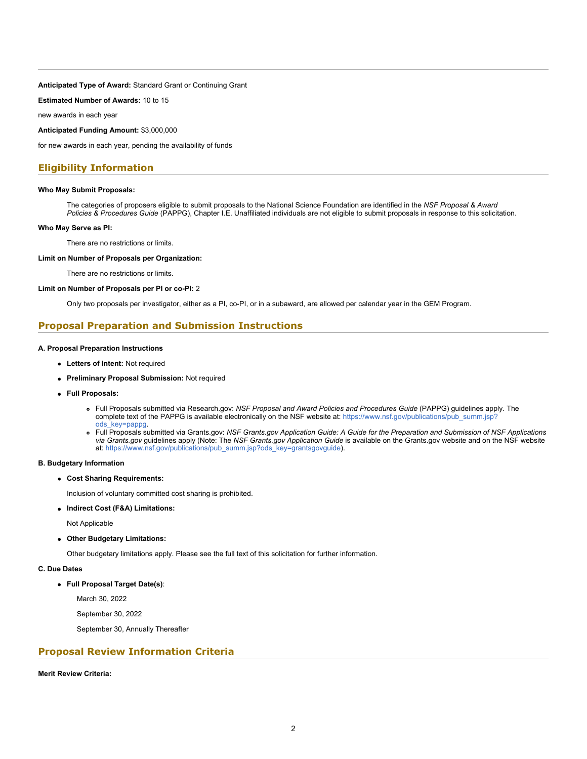**Anticipated Type of Award:** Standard Grant or Continuing Grant

**Estimated Number of Awards:** 10 to 15

new awards in each year

**Anticipated Funding Amount:** $3,000,000

for new awards in each year, pending the availability of funds

## Eligibility Information

**Who May Submit Proposals:**

The categories of proposers eligible to submit proposals to the National Science Foundation are identified in the *NSF Proposal & Award Policies & Procedures Guide* (PAPPG), Chapter I.E. Unaffiliated individuals are not eligible to submit proposals in response to this solicitation.

**Who May Serve as PI:**

There are no restrictions or limits.

**Limit on Number of Proposals per Organization:**

There are no restrictions or limits.

**Limit on Number of Proposals per PI or co-PI:** 2

Only two proposals per investigator, either as a PI, co-PI, or in a subaward, are allowed per calendar year in the GEM Program.

## Proposal Preparation and Submission Instructions

**A. Proposal Preparation Instructions**

- **Letters of Intent:** Not required
- **Preliminary Proposal Submission:** Not required
- **Full Proposals:**
  - Full Proposals submitted via Research.gov: *NSF Proposal and Award Policies and Procedures Guide* (PAPPG) guidelines apply. The complete text of the PAPPG is available electronically on the NSF website at: https://www.nsf.gov/publications/pub_summ.jsp?ods_key=pappg.
  - Full Proposals submitted via Grants.gov: *NSF Grants.gov Application Guide: A Guide for the Preparation and Submission of NSF Applications via Grants.gov* guidelines apply (Note: The *NSF Grants.gov Application Guide* is available on the Grants.gov website and on the NSF website at: https://www.nsf.gov/publications/pub_summ.jsp?ods_key=grantsgovguide).

**B. Budgetary Information**

- **Cost Sharing Requirements:**

  Inclusion of voluntary committed cost sharing is prohibited.

- **Indirect Cost (F&A) Limitations:**

  Not Applicable

- **Other Budgetary Limitations:**

  Other budgetary limitations apply. Please see the full text of this solicitation for further information.

**C. Due Dates**

- **Full Proposal Target Date(s)**:

  March 30, 2022

  September 30, 2022

  September 30, Annually Thereafter

## Proposal Review Information Criteria

**Merit Review Criteria:**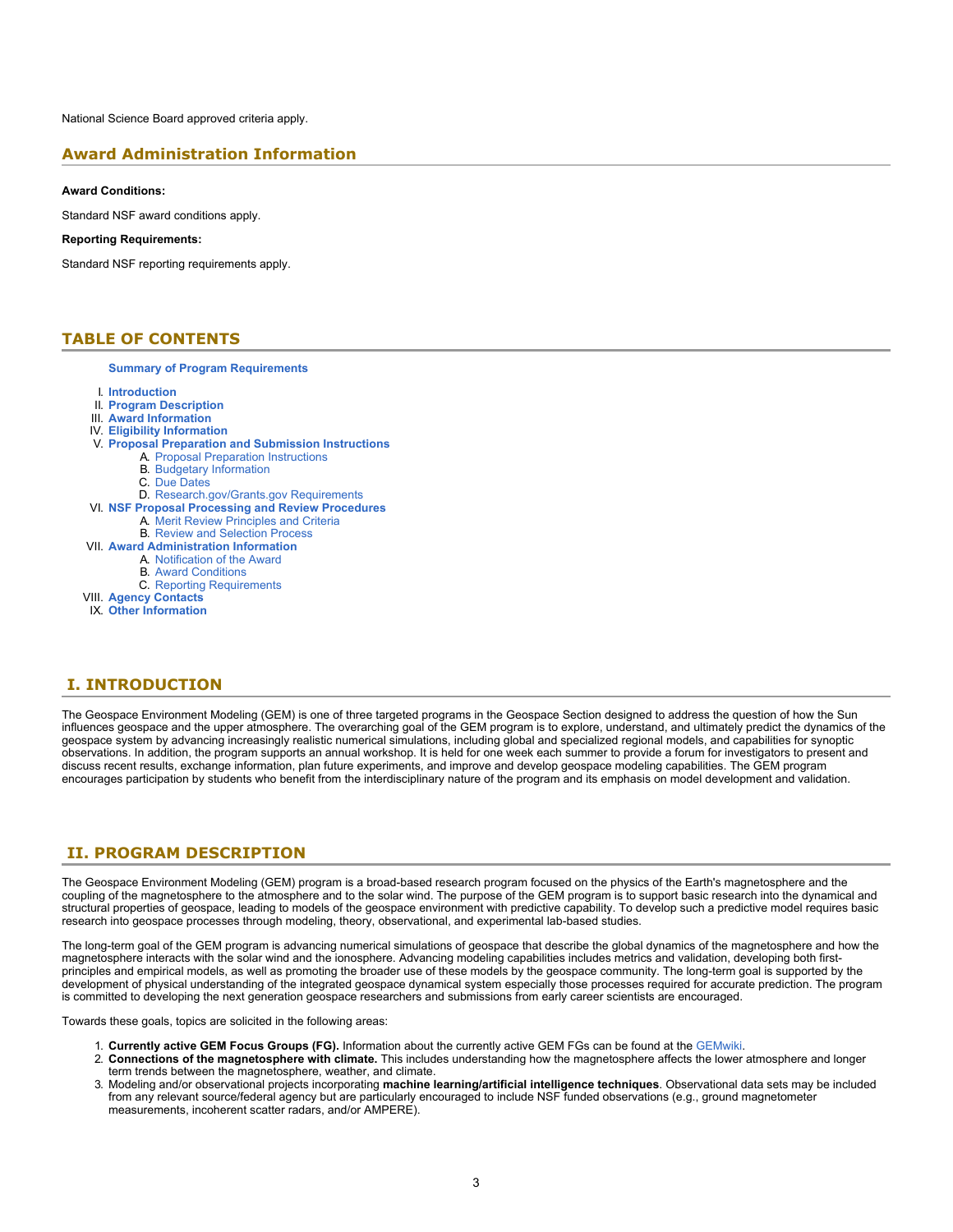National Science Board approved criteria apply.

## Award Administration Information

**Award Conditions:**

Standard NSF award conditions apply.

**Reporting Requirements:**

Standard NSF reporting requirements apply.

## TABLE OF CONTENTS

**Summary of Program Requirements**

I. **Introduction**
II. **Program Description**
III. **Award Information**
IV. **Eligibility Information**
V. **Proposal Preparation and Submission Instructions**
   A. Proposal Preparation Instructions
   B. Budgetary Information
   C. Due Dates
   D. Research.gov/Grants.gov Requirements
VI. **NSF Proposal Processing and Review Procedures**
   A. Merit Review Principles and Criteria
   B. Review and Selection Process
VII. **Award Administration Information**
   A. Notification of the Award
   B. Award Conditions
   C. Reporting Requirements
VIII. **Agency Contacts**
IX. **Other Information**

## I. INTRODUCTION

The Geospace Environment Modeling (GEM) is one of three targeted programs in the Geospace Section designed to address the question of how the Sun influences geospace and the upper atmosphere. The overarching goal of the GEM program is to explore, understand, and ultimately predict the dynamics of the geospace system by advancing increasingly realistic numerical simulations, including global and specialized regional models, and capabilities for synoptic observations. In addition, the program supports an annual workshop. It is held for one week each summer to provide a forum for investigators to present and discuss recent results, exchange information, plan future experiments, and improve and develop geospace modeling capabilities. The GEM program encourages participation by students who benefit from the interdisciplinary nature of the program and its emphasis on model development and validation.

## II. PROGRAM DESCRIPTION

The Geospace Environment Modeling (GEM) program is a broad-based research program focused on the physics of the Earth's magnetosphere and the coupling of the magnetosphere to the atmosphere and to the solar wind. The purpose of the GEM program is to support basic research into the dynamical and structural properties of geospace, leading to models of the geospace environment with predictive capability. To develop such a predictive model requires basic research into geospace processes through modeling, theory, observational, and experimental lab-based studies.

The long-term goal of the GEM program is advancing numerical simulations of geospace that describe the global dynamics of the magnetosphere and how the magnetosphere interacts with the solar wind and the ionosphere. Advancing modeling capabilities includes metrics and validation, developing both first-principles and empirical models, as well as promoting the broader use of these models by the geospace community. The long-term goal is supported by the development of physical understanding of the integrated geospace dynamical system especially those processes required for accurate prediction. The program is committed to developing the next generation geospace researchers and submissions from early career scientists are encouraged.

Towards these goals, topics are solicited in the following areas:

1. **Currently active GEM Focus Groups (FG).** Information about the currently active GEM FGs can be found at the GEMwiki.
2. **Connections of the magnetosphere with climate.** This includes understanding how the magnetosphere affects the lower atmosphere and longer term trends between the magnetosphere, weather, and climate.
3. Modeling and/or observational projects incorporating **machine learning/artificial intelligence techniques**. Observational data sets may be included from any relevant source/federal agency but are particularly encouraged to include NSF funded observations (e.g., ground magnetometer measurements, incoherent scatter radars, and/or AMPERE).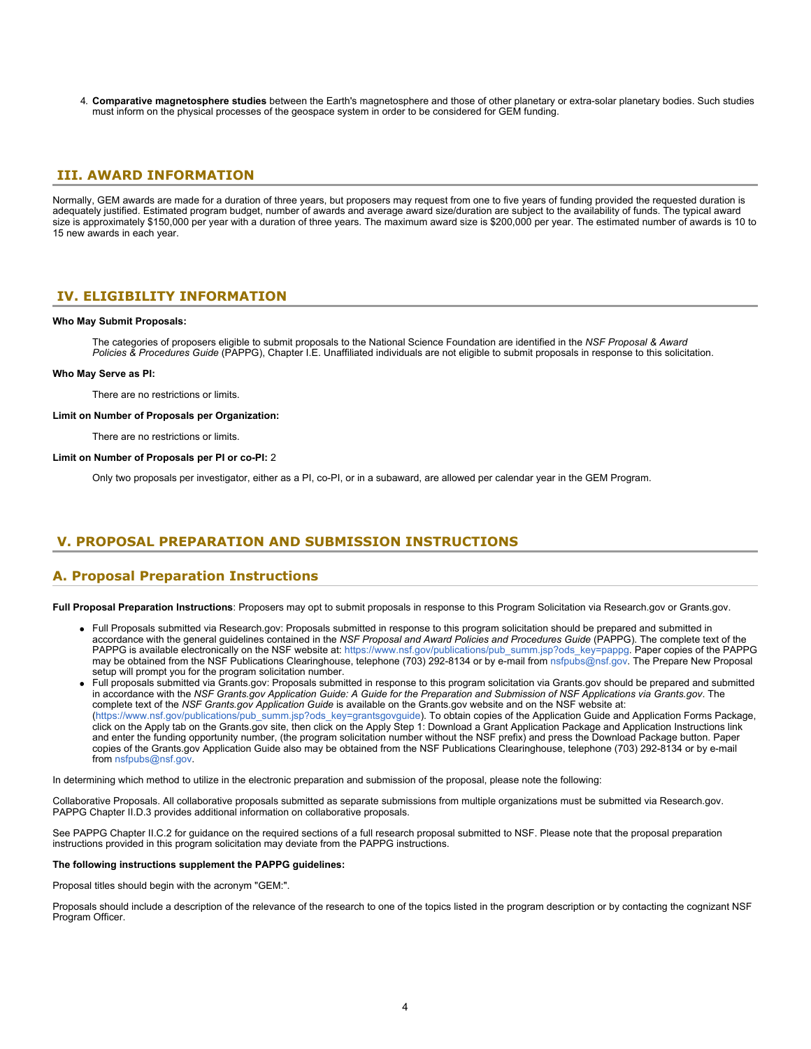4. **Comparative magnetosphere studies** between the Earth's magnetosphere and those of other planetary or extra-solar planetary bodies. Such studies must inform on the physical processes of the geospace system in order to be considered for GEM funding.

## III. AWARD INFORMATION

Normally, GEM awards are made for a duration of three years, but proposers may request from one to five years of funding provided the requested duration is adequately justified. Estimated program budget, number of awards and average award size/duration are subject to the availability of funds. The typical award size is approximately $150,000 per year with a duration of three years. The maximum award size is $200,000 per year. The estimated number of awards is 10 to 15 new awards in each year.

## IV. ELIGIBILITY INFORMATION

**Who May Submit Proposals:**

The categories of proposers eligible to submit proposals to the National Science Foundation are identified in the *NSF Proposal & Award Policies & Procedures Guide* (PAPPG), Chapter I.E. Unaffiliated individuals are not eligible to submit proposals in response to this solicitation.

**Who May Serve as PI:**

There are no restrictions or limits.

**Limit on Number of Proposals per Organization:**

There are no restrictions or limits.

**Limit on Number of Proposals per PI or co-PI:** 2

Only two proposals per investigator, either as a PI, co-PI, or in a subaward, are allowed per calendar year in the GEM Program.

## V. PROPOSAL PREPARATION AND SUBMISSION INSTRUCTIONS

### A. Proposal Preparation Instructions

**Full Proposal Preparation Instructions**: Proposers may opt to submit proposals in response to this Program Solicitation via Research.gov or Grants.gov.

- Full Proposals submitted via Research.gov: Proposals submitted in response to this program solicitation should be prepared and submitted in accordance with the general guidelines contained in the *NSF Proposal and Award Policies and Procedures Guide* (PAPPG). The complete text of the PAPPG is available electronically on the NSF website at: https://www.nsf.gov/publications/pub_summ.jsp?ods_key=pappg. Paper copies of the PAPPG may be obtained from the NSF Publications Clearinghouse, telephone (703) 292-8134 or by e-mail from nsfpubs@nsf.gov. The Prepare New Proposal setup will prompt you for the program solicitation number.
- Full proposals submitted via Grants.gov: Proposals submitted in response to this program solicitation via Grants.gov should be prepared and submitted in accordance with the *NSF Grants.gov Application Guide: A Guide for the Preparation and Submission of NSF Applications via Grants.gov*. The complete text of the *NSF Grants.gov Application Guide* is available on the Grants.gov website and on the NSF website at: (https://www.nsf.gov/publications/pub_summ.jsp?ods_key=grantsgovguide). To obtain copies of the Application Guide and Application Forms Package, click on the Apply tab on the Grants.gov site, then click on the Apply Step 1: Download a Grant Application Package and Application Instructions link and enter the funding opportunity number, (the program solicitation number without the NSF prefix) and press the Download Package button. Paper copies of the Grants.gov Application Guide also may be obtained from the NSF Publications Clearinghouse, telephone (703) 292-8134 or by e-mail from nsfpubs@nsf.gov.

In determining which method to utilize in the electronic preparation and submission of the proposal, please note the following:

Collaborative Proposals. All collaborative proposals submitted as separate submissions from multiple organizations must be submitted via Research.gov. PAPPG Chapter II.D.3 provides additional information on collaborative proposals.

See PAPPG Chapter II.C.2 for guidance on the required sections of a full research proposal submitted to NSF. Please note that the proposal preparation instructions provided in this program solicitation may deviate from the PAPPG instructions.

**The following instructions supplement the PAPPG guidelines:**

Proposal titles should begin with the acronym "GEM:".

Proposals should include a description of the relevance of the research to one of the topics listed in the program description or by contacting the cognizant NSF Program Officer.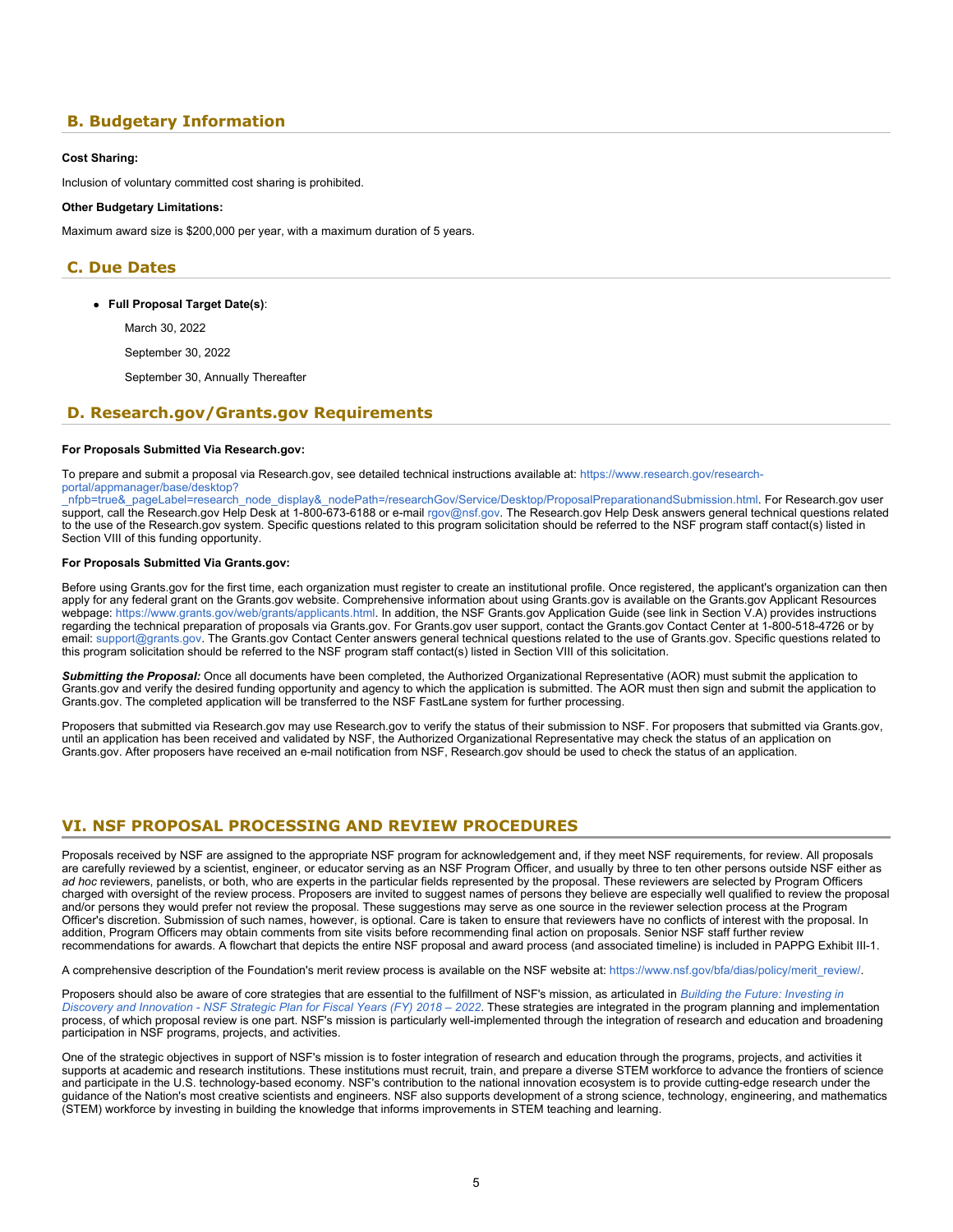## B. Budgetary Information

**Cost Sharing:**

Inclusion of voluntary committed cost sharing is prohibited.

**Other Budgetary Limitations:**

Maximum award size is $200,000 per year, with a maximum duration of 5 years.

## C. Due Dates

- **Full Proposal Target Date(s)**:

  March 30, 2022

  September 30, 2022

  September 30, Annually Thereafter

## D. Research.gov/Grants.gov Requirements

**For Proposals Submitted Via Research.gov:**

To prepare and submit a proposal via Research.gov, see detailed technical instructions available at: https://www.research.gov/research-portal/appmanager/base/desktop?_nfpb=true&_pageLabel=research_node_display&_nodePath=/researchGov/Service/Desktop/ProposalPreparationandSubmission.html. For Research.gov user support, call the Research.gov Help Desk at 1-800-673-6188 or e-mail rgov@nsf.gov. The Research.gov Help Desk answers general technical questions related to the use of the Research.gov system. Specific questions related to this program solicitation should be referred to the NSF program staff contact(s) listed in Section VIII of this funding opportunity.

**For Proposals Submitted Via Grants.gov:**

Before using Grants.gov for the first time, each organization must register to create an institutional profile. Once registered, the applicant's organization can then apply for any federal grant on the Grants.gov website. Comprehensive information about using Grants.gov is available on the Grants.gov Applicant Resources webpage: https://www.grants.gov/web/grants/applicants.html. In addition, the NSF Grants.gov Application Guide (see link in Section V.A) provides instructions regarding the technical preparation of proposals via Grants.gov. For Grants.gov user support, contact the Grants.gov Contact Center at 1-800-518-4726 or by email: support@grants.gov. The Grants.gov Contact Center answers general technical questions related to the use of Grants.gov. Specific questions related to this program solicitation should be referred to the NSF program staff contact(s) listed in Section VIII of this solicitation.

***Submitting the Proposal:*** Once all documents have been completed, the Authorized Organizational Representative (AOR) must submit the application to Grants.gov and verify the desired funding opportunity and agency to which the application is submitted. The AOR must then sign and submit the application to Grants.gov. The completed application will be transferred to the NSF FastLane system for further processing.

Proposers that submitted via Research.gov may use Research.gov to verify the status of their submission to NSF. For proposers that submitted via Grants.gov, until an application has been received and validated by NSF, the Authorized Organizational Representative may check the status of an application on Grants.gov. After proposers have received an e-mail notification from NSF, Research.gov should be used to check the status of an application.

# VI. NSF PROPOSAL PROCESSING AND REVIEW PROCEDURES

Proposals received by NSF are assigned to the appropriate NSF program for acknowledgement and, if they meet NSF requirements, for review. All proposals are carefully reviewed by a scientist, engineer, or educator serving as an NSF Program Officer, and usually by three to ten other persons outside NSF either as *ad hoc* reviewers, panelists, or both, who are experts in the particular fields represented by the proposal. These reviewers are selected by Program Officers charged with oversight of the review process. Proposers are invited to suggest names of persons they believe are especially well qualified to review the proposal and/or persons they would prefer not review the proposal. These suggestions may serve as one source in the reviewer selection process at the Program Officer's discretion. Submission of such names, however, is optional. Care is taken to ensure that reviewers have no conflicts of interest with the proposal. In addition, Program Officers may obtain comments from site visits before recommending final action on proposals. Senior NSF staff further review recommendations for awards. A flowchart that depicts the entire NSF proposal and award process (and associated timeline) is included in PAPPG Exhibit III-1.

A comprehensive description of the Foundation's merit review process is available on the NSF website at: https://www.nsf.gov/bfa/dias/policy/merit_review/.

Proposers should also be aware of core strategies that are essential to the fulfillment of NSF's mission, as articulated in *Building the Future: Investing in Discovery and Innovation - NSF Strategic Plan for Fiscal Years (FY) 2018 – 2022*. These strategies are integrated in the program planning and implementation process, of which proposal review is one part. NSF's mission is particularly well-implemented through the integration of research and education and broadening participation in NSF programs, projects, and activities.

One of the strategic objectives in support of NSF's mission is to foster integration of research and education through the programs, projects, and activities it supports at academic and research institutions. These institutions must recruit, train, and prepare a diverse STEM workforce to advance the frontiers of science and participate in the U.S. technology-based economy. NSF's contribution to the national innovation ecosystem is to provide cutting-edge research under the guidance of the Nation's most creative scientists and engineers. NSF also supports development of a strong science, technology, engineering, and mathematics (STEM) workforce by investing in building the knowledge that informs improvements in STEM teaching and learning.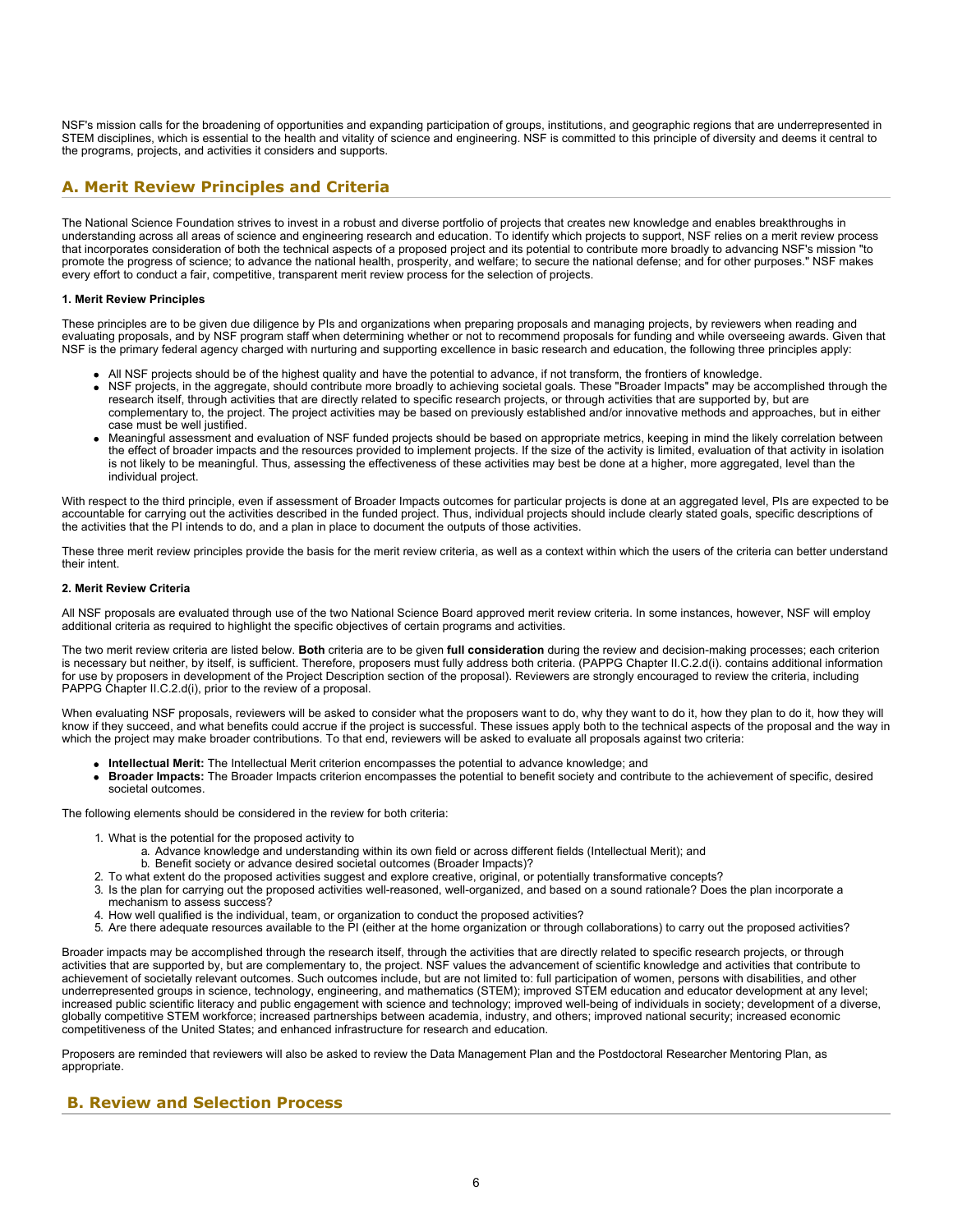NSF's mission calls for the broadening of opportunities and expanding participation of groups, institutions, and geographic regions that are underrepresented in STEM disciplines, which is essential to the health and vitality of science and engineering. NSF is committed to this principle of diversity and deems it central to the programs, projects, and activities it considers and supports.

## A. Merit Review Principles and Criteria

The National Science Foundation strives to invest in a robust and diverse portfolio of projects that creates new knowledge and enables breakthroughs in understanding across all areas of science and engineering research and education. To identify which projects to support, NSF relies on a merit review process that incorporates consideration of both the technical aspects of a proposed project and its potential to contribute more broadly to advancing NSF's mission "to promote the progress of science; to advance the national health, prosperity, and welfare; to secure the national defense; and for other purposes." NSF makes every effort to conduct a fair, competitive, transparent merit review process for the selection of projects.

#### 1. Merit Review Principles

These principles are to be given due diligence by PIs and organizations when preparing proposals and managing projects, by reviewers when reading and evaluating proposals, and by NSF program staff when determining whether or not to recommend proposals for funding and while overseeing awards. Given that NSF is the primary federal agency charged with nurturing and supporting excellence in basic research and education, the following three principles apply:

- All NSF projects should be of the highest quality and have the potential to advance, if not transform, the frontiers of knowledge.
- NSF projects, in the aggregate, should contribute more broadly to achieving societal goals. These "Broader Impacts" may be accomplished through the research itself, through activities that are directly related to specific research projects, or through activities that are supported by, but are complementary to, the project. The project activities may be based on previously established and/or innovative methods and approaches, but in either case must be well justified.
- Meaningful assessment and evaluation of NSF funded projects should be based on appropriate metrics, keeping in mind the likely correlation between the effect of broader impacts and the resources provided to implement projects. If the size of the activity is limited, evaluation of that activity in isolation is not likely to be meaningful. Thus, assessing the effectiveness of these activities may best be done at a higher, more aggregated, level than the individual project.

With respect to the third principle, even if assessment of Broader Impacts outcomes for particular projects is done at an aggregated level, PIs are expected to be accountable for carrying out the activities described in the funded project. Thus, individual projects should include clearly stated goals, specific descriptions of the activities that the PI intends to do, and a plan in place to document the outputs of those activities.

These three merit review principles provide the basis for the merit review criteria, as well as a context within which the users of the criteria can better understand their intent.

#### 2. Merit Review Criteria

All NSF proposals are evaluated through use of the two National Science Board approved merit review criteria. In some instances, however, NSF will employ additional criteria as required to highlight the specific objectives of certain programs and activities.

The two merit review criteria are listed below. **Both** criteria are to be given **full consideration** during the review and decision-making processes; each criterion is necessary but neither, by itself, is sufficient. Therefore, proposers must fully address both criteria. (PAPPG Chapter II.C.2.d(i). contains additional information for use by proposers in development of the Project Description section of the proposal). Reviewers are strongly encouraged to review the criteria, including PAPPG Chapter II.C.2.d(i), prior to the review of a proposal.

When evaluating NSF proposals, reviewers will be asked to consider what the proposers want to do, why they want to do it, how they plan to do it, how they will know if they succeed, and what benefits could accrue if the project is successful. These issues apply both to the technical aspects of the proposal and the way in which the project may make broader contributions. To that end, reviewers will be asked to evaluate all proposals against two criteria:

- **Intellectual Merit:** The Intellectual Merit criterion encompasses the potential to advance knowledge; and
- **Broader Impacts:** The Broader Impacts criterion encompasses the potential to benefit society and contribute to the achievement of specific, desired societal outcomes.

The following elements should be considered in the review for both criteria:

1. What is the potential for the proposed activity to
   a. Advance knowledge and understanding within its own field or across different fields (Intellectual Merit); and
   b. Benefit society or advance desired societal outcomes (Broader Impacts)?
2. To what extent do the proposed activities suggest and explore creative, original, or potentially transformative concepts?
3. Is the plan for carrying out the proposed activities well-reasoned, well-organized, and based on a sound rationale? Does the plan incorporate a mechanism to assess success?
4. How well qualified is the individual, team, or organization to conduct the proposed activities?
5. Are there adequate resources available to the PI (either at the home organization or through collaborations) to carry out the proposed activities?

Broader impacts may be accomplished through the research itself, through the activities that are directly related to specific research projects, or through activities that are supported by, but are complementary to, the project. NSF values the advancement of scientific knowledge and activities that contribute to achievement of societally relevant outcomes. Such outcomes include, but are not limited to: full participation of women, persons with disabilities, and other underrepresented groups in science, technology, engineering, and mathematics (STEM); improved STEM education and educator development at any level; increased public scientific literacy and public engagement with science and technology; improved well-being of individuals in society; development of a diverse, globally competitive STEM workforce; increased partnerships between academia, industry, and others; improved national security; increased economic competitiveness of the United States; and enhanced infrastructure for research and education.

Proposers are reminded that reviewers will also be asked to review the Data Management Plan and the Postdoctoral Researcher Mentoring Plan, as appropriate.

## B. Review and Selection Process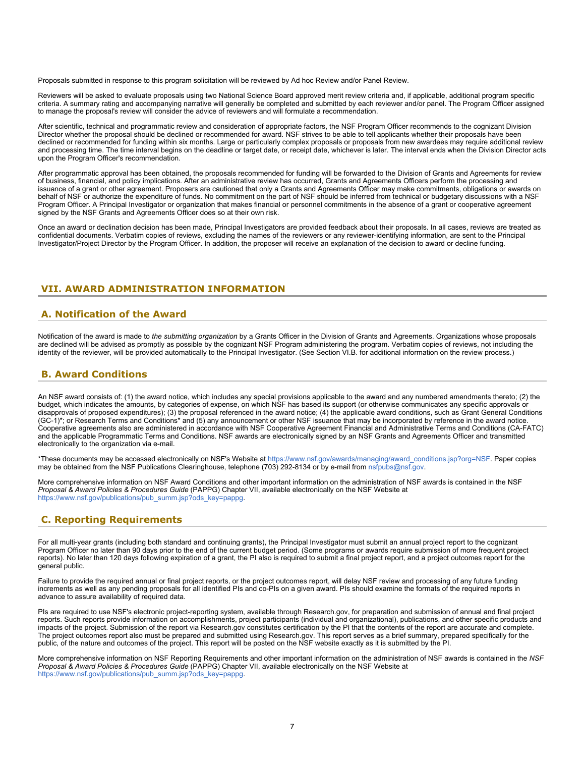Proposals submitted in response to this program solicitation will be reviewed by Ad hoc Review and/or Panel Review.

Reviewers will be asked to evaluate proposals using two National Science Board approved merit review criteria and, if applicable, additional program specific criteria. A summary rating and accompanying narrative will generally be completed and submitted by each reviewer and/or panel. The Program Officer assigned to manage the proposal's review will consider the advice of reviewers and will formulate a recommendation.

After scientific, technical and programmatic review and consideration of appropriate factors, the NSF Program Officer recommends to the cognizant Division Director whether the proposal should be declined or recommended for award. NSF strives to be able to tell applicants whether their proposals have been declined or recommended for funding within six months. Large or particularly complex proposals or proposals from new awardees may require additional review and processing time. The time interval begins on the deadline or target date, or receipt date, whichever is later. The interval ends when the Division Director acts upon the Program Officer's recommendation.

After programmatic approval has been obtained, the proposals recommended for funding will be forwarded to the Division of Grants and Agreements for review of business, financial, and policy implications. After an administrative review has occurred, Grants and Agreements Officers perform the processing and issuance of a grant or other agreement. Proposers are cautioned that only a Grants and Agreements Officer may make commitments, obligations or awards on behalf of NSF or authorize the expenditure of funds. No commitment on the part of NSF should be inferred from technical or budgetary discussions with a NSF Program Officer. A Principal Investigator or organization that makes financial or personnel commitments in the absence of a grant or cooperative agreement signed by the NSF Grants and Agreements Officer does so at their own risk.

Once an award or declination decision has been made, Principal Investigators are provided feedback about their proposals. In all cases, reviews are treated as confidential documents. Verbatim copies of reviews, excluding the names of the reviewers or any reviewer-identifying information, are sent to the Principal Investigator/Project Director by the Program Officer. In addition, the proposer will receive an explanation of the decision to award or decline funding.

## VII. AWARD ADMINISTRATION INFORMATION

### A. Notification of the Award

Notification of the award is made to *the submitting organization* by a Grants Officer in the Division of Grants and Agreements. Organizations whose proposals are declined will be advised as promptly as possible by the cognizant NSF Program administering the program. Verbatim copies of reviews, not including the identity of the reviewer, will be provided automatically to the Principal Investigator. (See Section VI.B. for additional information on the review process.)

### B. Award Conditions

An NSF award consists of: (1) the award notice, which includes any special provisions applicable to the award and any numbered amendments thereto; (2) the budget, which indicates the amounts, by categories of expense, on which NSF has based its support (or otherwise communicates any specific approvals or disapprovals of proposed expenditures); (3) the proposal referenced in the award notice; (4) the applicable award conditions, such as Grant General Conditions (GC-1)*; or Research Terms and Conditions* and (5) any announcement or other NSF issuance that may be incorporated by reference in the award notice. Cooperative agreements also are administered in accordance with NSF Cooperative Agreement Financial and Administrative Terms and Conditions (CA-FATC) and the applicable Programmatic Terms and Conditions. NSF awards are electronically signed by an NSF Grants and Agreements Officer and transmitted electronically to the organization via e-mail.

*These documents may be accessed electronically on NSF's Website at https://www.nsf.gov/awards/managing/award_conditions.jsp?org=NSF. Paper copies may be obtained from the NSF Publications Clearinghouse, telephone (703) 292-8134 or by e-mail from nsfpubs@nsf.gov.

More comprehensive information on NSF Award Conditions and other important information on the administration of NSF awards is contained in the NSF *Proposal & Award Policies & Procedures Guide* (PAPPG) Chapter VII, available electronically on the NSF Website at https://www.nsf.gov/publications/pub_summ.jsp?ods_key=pappg.

### C. Reporting Requirements

For all multi-year grants (including both standard and continuing grants), the Principal Investigator must submit an annual project report to the cognizant Program Officer no later than 90 days prior to the end of the current budget period. (Some programs or awards require submission of more frequent project reports). No later than 120 days following expiration of a grant, the PI also is required to submit a final project report, and a project outcomes report for the general public.

Failure to provide the required annual or final project reports, or the project outcomes report, will delay NSF review and processing of any future funding increments as well as any pending proposals for all identified PIs and co-PIs on a given award. PIs should examine the formats of the required reports in advance to assure availability of required data.

PIs are required to use NSF's electronic project-reporting system, available through Research.gov, for preparation and submission of annual and final project reports. Such reports provide information on accomplishments, project participants (individual and organizational), publications, and other specific products and impacts of the project. Submission of the report via Research.gov constitutes certification by the PI that the contents of the report are accurate and complete. The project outcomes report also must be prepared and submitted using Research.gov. This report serves as a brief summary, prepared specifically for the public, of the nature and outcomes of the project. This report will be posted on the NSF website exactly as it is submitted by the PI.

More comprehensive information on NSF Reporting Requirements and other important information on the administration of NSF awards is contained in the *NSF Proposal & Award Policies & Procedures Guide* (PAPPG) Chapter VII, available electronically on the NSF Website at https://www.nsf.gov/publications/pub_summ.jsp?ods_key=pappg.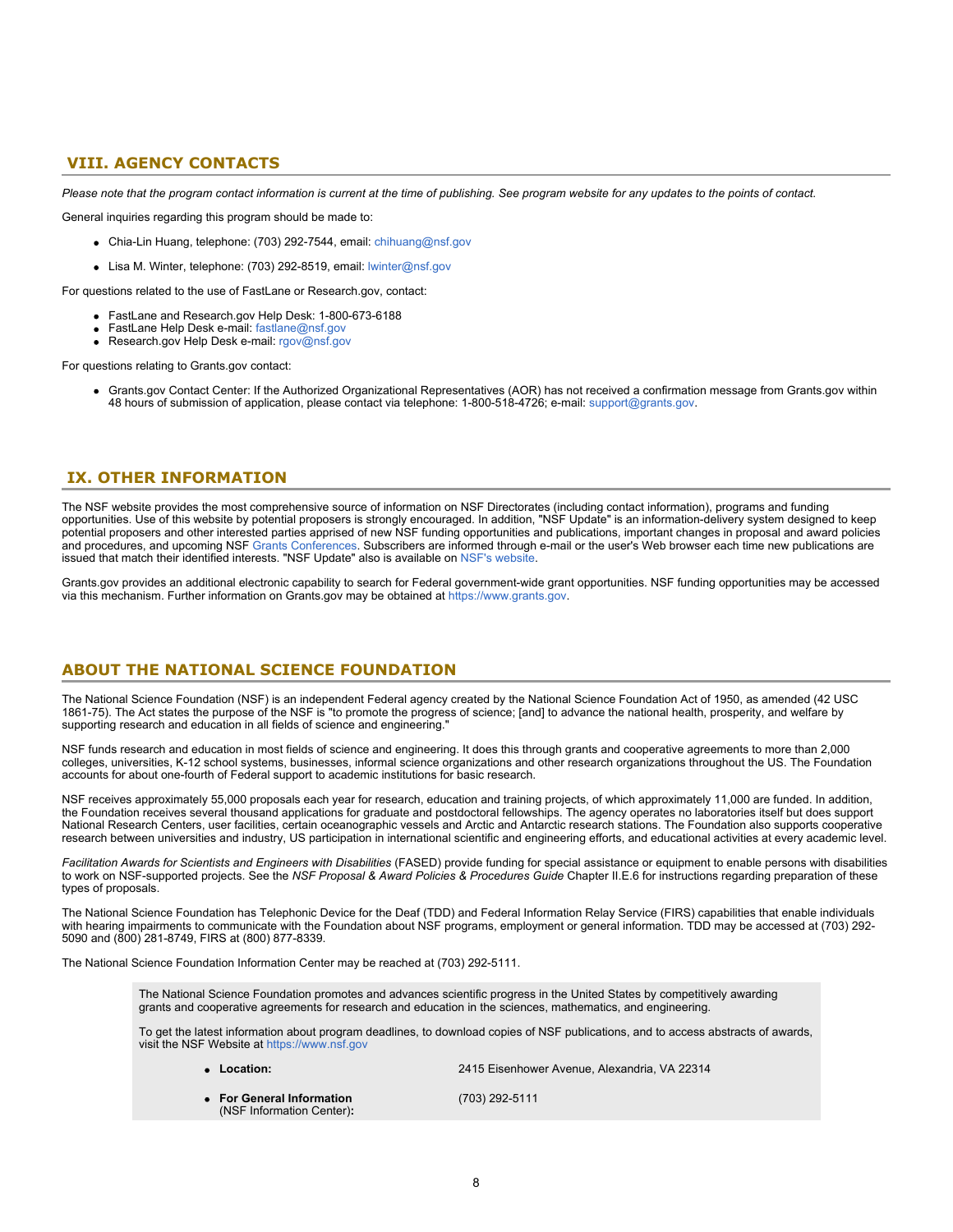## VIII. AGENCY CONTACTS

*Please note that the program contact information is current at the time of publishing. See program website for any updates to the points of contact.*

General inquiries regarding this program should be made to:

- Chia-Lin Huang, telephone: (703) 292-7544, email: chihuang@nsf.gov
- Lisa M. Winter, telephone: (703) 292-8519, email: lwinter@nsf.gov

For questions related to the use of FastLane or Research.gov, contact:

- FastLane and Research.gov Help Desk: 1-800-673-6188
- FastLane Help Desk e-mail: fastlane@nsf.gov
- Research.gov Help Desk e-mail: rgov@nsf.gov

For questions relating to Grants.gov contact:

- Grants.gov Contact Center: If the Authorized Organizational Representatives (AOR) has not received a confirmation message from Grants.gov within 48 hours of submission of application, please contact via telephone: 1-800-518-4726; e-mail: support@grants.gov.

## IX. OTHER INFORMATION

The NSF website provides the most comprehensive source of information on NSF Directorates (including contact information), programs and funding opportunities. Use of this website by potential proposers is strongly encouraged. In addition, "NSF Update" is an information-delivery system designed to keep potential proposers and other interested parties apprised of new NSF funding opportunities and publications, important changes in proposal and award policies and procedures, and upcoming NSF Grants Conferences. Subscribers are informed through e-mail or the user's Web browser each time new publications are issued that match their identified interests. "NSF Update" also is available on NSF's website.

Grants.gov provides an additional electronic capability to search for Federal government-wide grant opportunities. NSF funding opportunities may be accessed via this mechanism. Further information on Grants.gov may be obtained at https://www.grants.gov.

## ABOUT THE NATIONAL SCIENCE FOUNDATION

The National Science Foundation (NSF) is an independent Federal agency created by the National Science Foundation Act of 1950, as amended (42 USC 1861-75). The Act states the purpose of the NSF is "to promote the progress of science; [and] to advance the national health, prosperity, and welfare by supporting research and education in all fields of science and engineering."

NSF funds research and education in most fields of science and engineering. It does this through grants and cooperative agreements to more than 2,000 colleges, universities, K-12 school systems, businesses, informal science organizations and other research organizations throughout the US. The Foundation accounts for about one-fourth of Federal support to academic institutions for basic research.

NSF receives approximately 55,000 proposals each year for research, education and training projects, of which approximately 11,000 are funded. In addition, the Foundation receives several thousand applications for graduate and postdoctoral fellowships. The agency operates no laboratories itself but does support National Research Centers, user facilities, certain oceanographic vessels and Arctic and Antarctic research stations. The Foundation also supports cooperative research between universities and industry, US participation in international scientific and engineering efforts, and educational activities at every academic level.

*Facilitation Awards for Scientists and Engineers with Disabilities* (FASED) provide funding for special assistance or equipment to enable persons with disabilities to work on NSF-supported projects. See the *NSF Proposal & Award Policies & Procedures Guide* Chapter II.E.6 for instructions regarding preparation of these types of proposals.

The National Science Foundation has Telephonic Device for the Deaf (TDD) and Federal Information Relay Service (FIRS) capabilities that enable individuals with hearing impairments to communicate with the Foundation about NSF programs, employment or general information. TDD may be accessed at (703) 292-5090 and (800) 281-8749, FIRS at (800) 877-8339.

The National Science Foundation Information Center may be reached at (703) 292-5111.

The National Science Foundation promotes and advances scientific progress in the United States by competitively awarding grants and cooperative agreements for research and education in the sciences, mathematics, and engineering.

To get the latest information about program deadlines, to download copies of NSF publications, and to access abstracts of awards, visit the NSF Website at https://www.nsf.gov

- **Location:** 2415 Eisenhower Avenue, Alexandria, VA 22314
- **For General Information** (NSF Information Center)**:** (703) 292-5111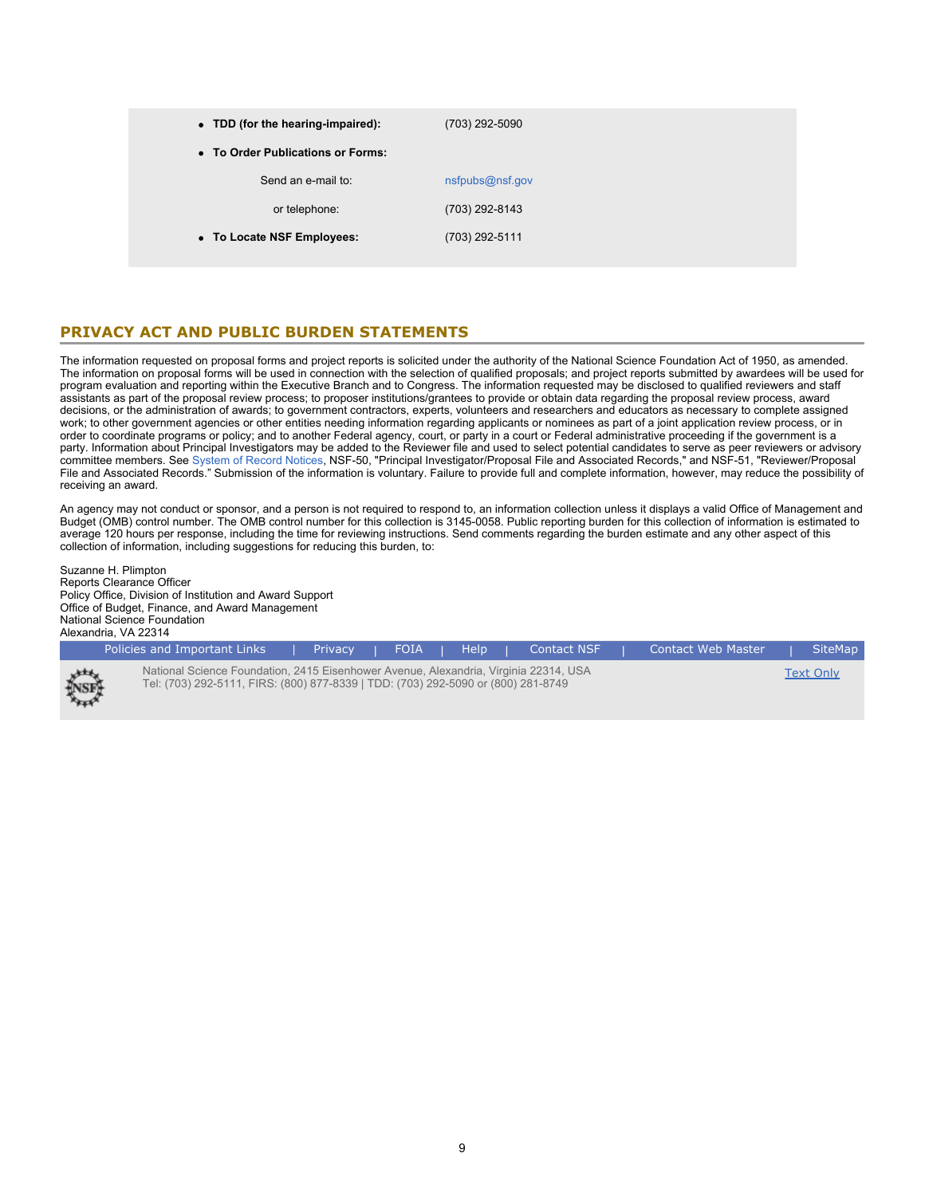- **TDD (for the hearing-impaired):** (703) 292-5090
- **To Order Publications or Forms:**

  Send an e-mail to: nsfpubs@nsf.gov

  or telephone: (703) 292-8143
- **To Locate NSF Employees:** (703) 292-5111

## PRIVACY ACT AND PUBLIC BURDEN STATEMENTS

The information requested on proposal forms and project reports is solicited under the authority of the National Science Foundation Act of 1950, as amended. The information on proposal forms will be used in connection with the selection of qualified proposals; and project reports submitted by awardees will be used for program evaluation and reporting within the Executive Branch and to Congress. The information requested may be disclosed to qualified reviewers and staff assistants as part of the proposal review process; to proposer institutions/grantees to provide or obtain data regarding the proposal review process, award decisions, or the administration of awards; to government contractors, experts, volunteers and researchers and educators as necessary to complete assigned work; to other government agencies or other entities needing information regarding applicants or nominees as part of a joint application review process, or in order to coordinate programs or policy; and to another Federal agency, court, or party in a court or Federal administrative proceeding if the government is a party. Information about Principal Investigators may be added to the Reviewer file and used to select potential candidates to serve as peer reviewers or advisory committee members. See System of Record Notices, NSF-50, "Principal Investigator/Proposal File and Associated Records," and NSF-51, "Reviewer/Proposal File and Associated Records." Submission of the information is voluntary. Failure to provide full and complete information, however, may reduce the possibility of receiving an award.

An agency may not conduct or sponsor, and a person is not required to respond to, an information collection unless it displays a valid Office of Management and Budget (OMB) control number. The OMB control number for this collection is 3145-0058. Public reporting burden for this collection of information is estimated to average 120 hours per response, including the time for reviewing instructions. Send comments regarding the burden estimate and any other aspect of this collection of information, including suggestions for reducing this burden, to:

Suzanne H. Plimpton
Reports Clearance Officer
Policy Office, Division of Institution and Award Support
Office of Budget, Finance, and Award Management
National Science Foundation
Alexandria, VA 22314

Policies and Important Links | Privacy | FOIA | Help | Contact NSF | Contact Web Master | SiteMap

National Science Foundation, 2415 Eisenhower Avenue, Alexandria, Virginia 22314, USA
Tel: (703) 292-5111, FIRS: (800) 877-8339 | TDD: (703) 292-5090 or (800) 281-8749

Text Only